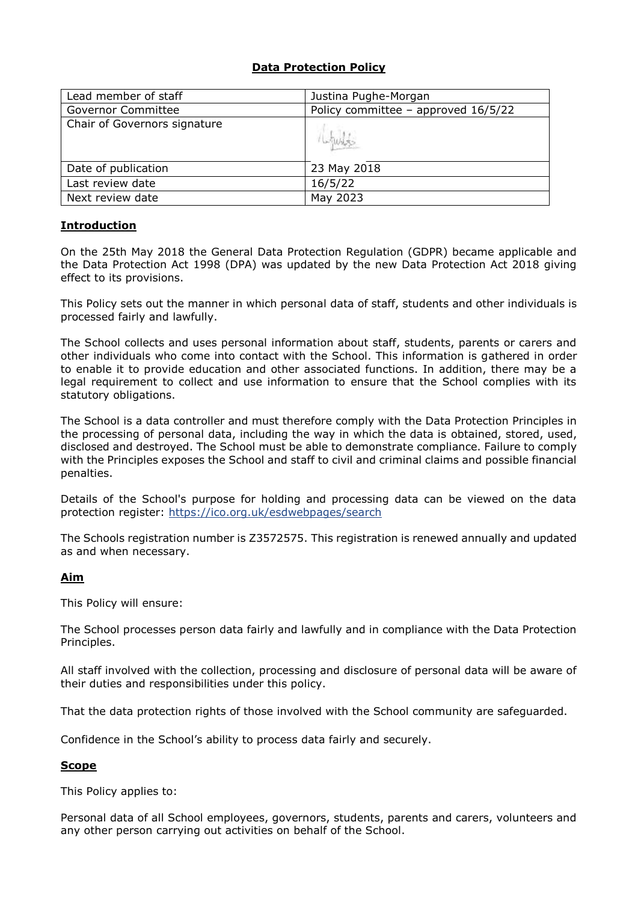# Data Protection Policy

| Lead member of staff | Justina Pughe-Morgan |
| --- | --- |
| Governor Committee | Policy committee – approved 16/5/22 |
| Chair of Governors signature | |
| Date of publication | 23 May 2018 |
| Last review date | 16/5/22 |
| Next review date | May 2023 |

## Introduction

On the 25th May 2018 the General Data Protection Regulation (GDPR) became applicable and the Data Protection Act 1998 (DPA) was updated by the new Data Protection Act 2018 giving effect to its provisions.

This Policy sets out the manner in which personal data of staff, students and other individuals is processed fairly and lawfully.

The School collects and uses personal information about staff, students, parents or carers and other individuals who come into contact with the School. This information is gathered in order to enable it to provide education and other associated functions. In addition, there may be a legal requirement to collect and use information to ensure that the School complies with its statutory obligations.

The School is a data controller and must therefore comply with the Data Protection Principles in the processing of personal data, including the way in which the data is obtained, stored, used, disclosed and destroyed. The School must be able to demonstrate compliance. Failure to comply with the Principles exposes the School and staff to civil and criminal claims and possible financial penalties.

Details of the School's purpose for holding and processing data can be viewed on the data protection register: https://ico.org.uk/esdwebpages/search

The Schools registration number is Z3572575. This registration is renewed annually and updated as and when necessary.

## Aim

This Policy will ensure:

The School processes person data fairly and lawfully and in compliance with the Data Protection Principles.

All staff involved with the collection, processing and disclosure of personal data will be aware of their duties and responsibilities under this policy.

That the data protection rights of those involved with the School community are safeguarded.

Confidence in the School's ability to process data fairly and securely.

## Scope

This Policy applies to:

Personal data of all School employees, governors, students, parents and carers, volunteers and any other person carrying out activities on behalf of the School.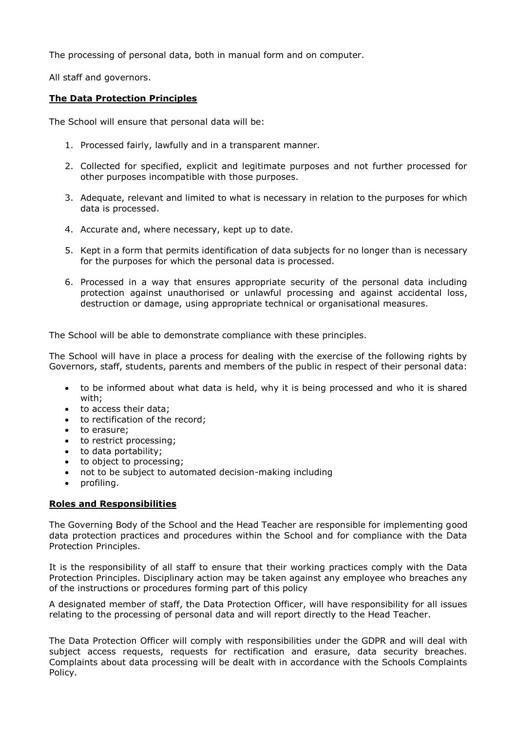The processing of personal data, both in manual form and on computer.

All staff and governors.

## **The Data Protection Principles**

The School will ensure that personal data will be:

1. Processed fairly, lawfully and in a transparent manner.

2. Collected for specified, explicit and legitimate purposes and not further processed for other purposes incompatible with those purposes.

3. Adequate, relevant and limited to what is necessary in relation to the purposes for which data is processed.

4. Accurate and, where necessary, kept up to date.

5. Kept in a form that permits identification of data subjects for no longer than is necessary for the purposes for which the personal data is processed.

6. Processed in a way that ensures appropriate security of the personal data including protection against unauthorised or unlawful processing and against accidental loss, destruction or damage, using appropriate technical or organisational measures.

The School will be able to demonstrate compliance with these principles.

The School will have in place a process for dealing with the exercise of the following rights by Governors, staff, students, parents and members of the public in respect of their personal data:

- to be informed about what data is held, why it is being processed and who it is shared with;
- to access their data;
- to rectification of the record;
- to erasure;
- to restrict processing;
- to data portability;
- to object to processing;
- not to be subject to automated decision-making including
- profiling.

## **Roles and Responsibilities**

The Governing Body of the School and the Head Teacher are responsible for implementing good data protection practices and procedures within the School and for compliance with the Data Protection Principles.

It is the responsibility of all staff to ensure that their working practices comply with the Data Protection Principles. Disciplinary action may be taken against any employee who breaches any of the instructions or procedures forming part of this policy

A designated member of staff, the Data Protection Officer, will have responsibility for all issues relating to the processing of personal data and will report directly to the Head Teacher.

The Data Protection Officer will comply with responsibilities under the GDPR and will deal with subject access requests, requests for rectification and erasure, data security breaches. Complaints about data processing will be dealt with in accordance with the Schools Complaints Policy.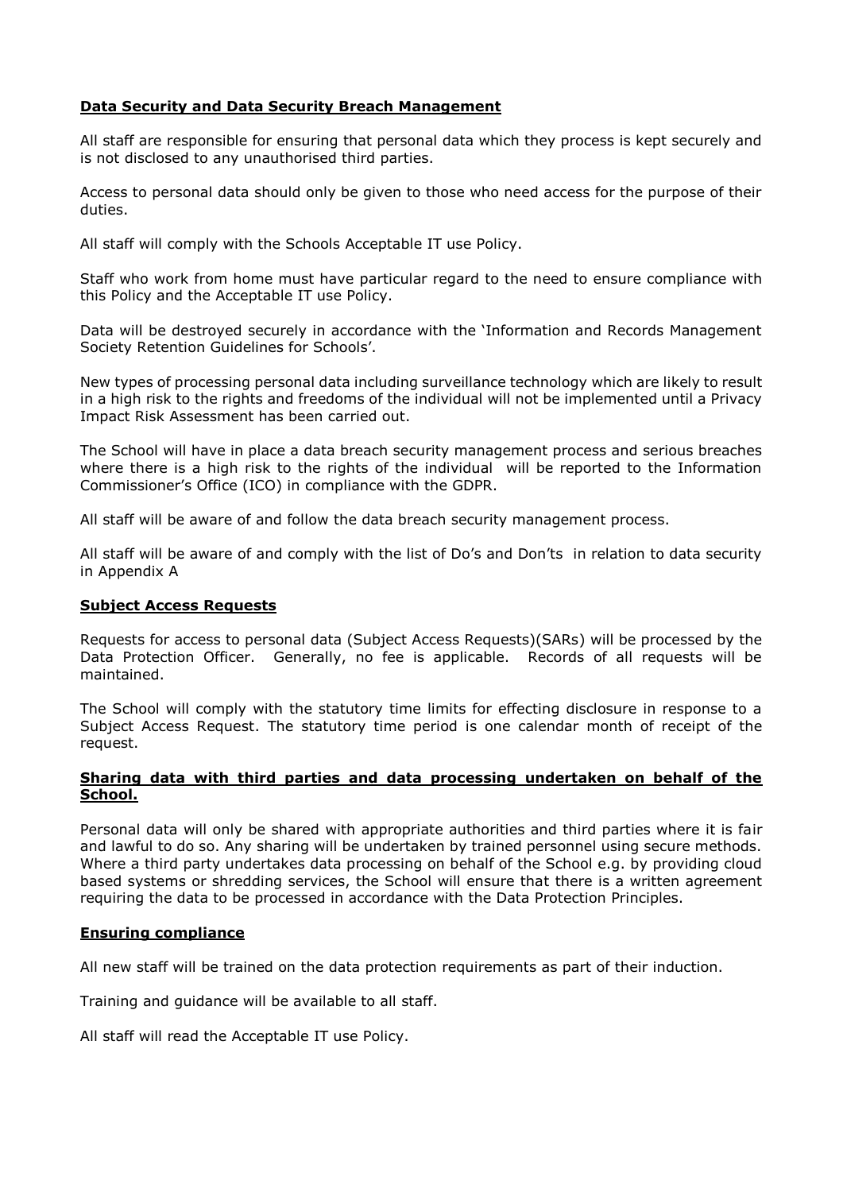## Data Security and Data Security Breach Management

All staff are responsible for ensuring that personal data which they process is kept securely and is not disclosed to any unauthorised third parties.

Access to personal data should only be given to those who need access for the purpose of their duties.

All staff will comply with the Schools Acceptable IT use Policy.

Staff who work from home must have particular regard to the need to ensure compliance with this Policy and the Acceptable IT use Policy.

Data will be destroyed securely in accordance with the 'Information and Records Management Society Retention Guidelines for Schools'.

New types of processing personal data including surveillance technology which are likely to result in a high risk to the rights and freedoms of the individual will not be implemented until a Privacy Impact Risk Assessment has been carried out.

The School will have in place a data breach security management process and serious breaches where there is a high risk to the rights of the individual will be reported to the Information Commissioner's Office (ICO) in compliance with the GDPR.

All staff will be aware of and follow the data breach security management process.

All staff will be aware of and comply with the list of Do's and Don'ts in relation to data security in Appendix A

## Subject Access Requests

Requests for access to personal data (Subject Access Requests)(SARs) will be processed by the Data Protection Officer. Generally, no fee is applicable. Records of all requests will be maintained.

The School will comply with the statutory time limits for effecting disclosure in response to a Subject Access Request. The statutory time period is one calendar month of receipt of the request.

## Sharing data with third parties and data processing undertaken on behalf of the School.

Personal data will only be shared with appropriate authorities and third parties where it is fair and lawful to do so. Any sharing will be undertaken by trained personnel using secure methods. Where a third party undertakes data processing on behalf of the School e.g. by providing cloud based systems or shredding services, the School will ensure that there is a written agreement requiring the data to be processed in accordance with the Data Protection Principles.

## Ensuring compliance

All new staff will be trained on the data protection requirements as part of their induction.

Training and guidance will be available to all staff.

All staff will read the Acceptable IT use Policy.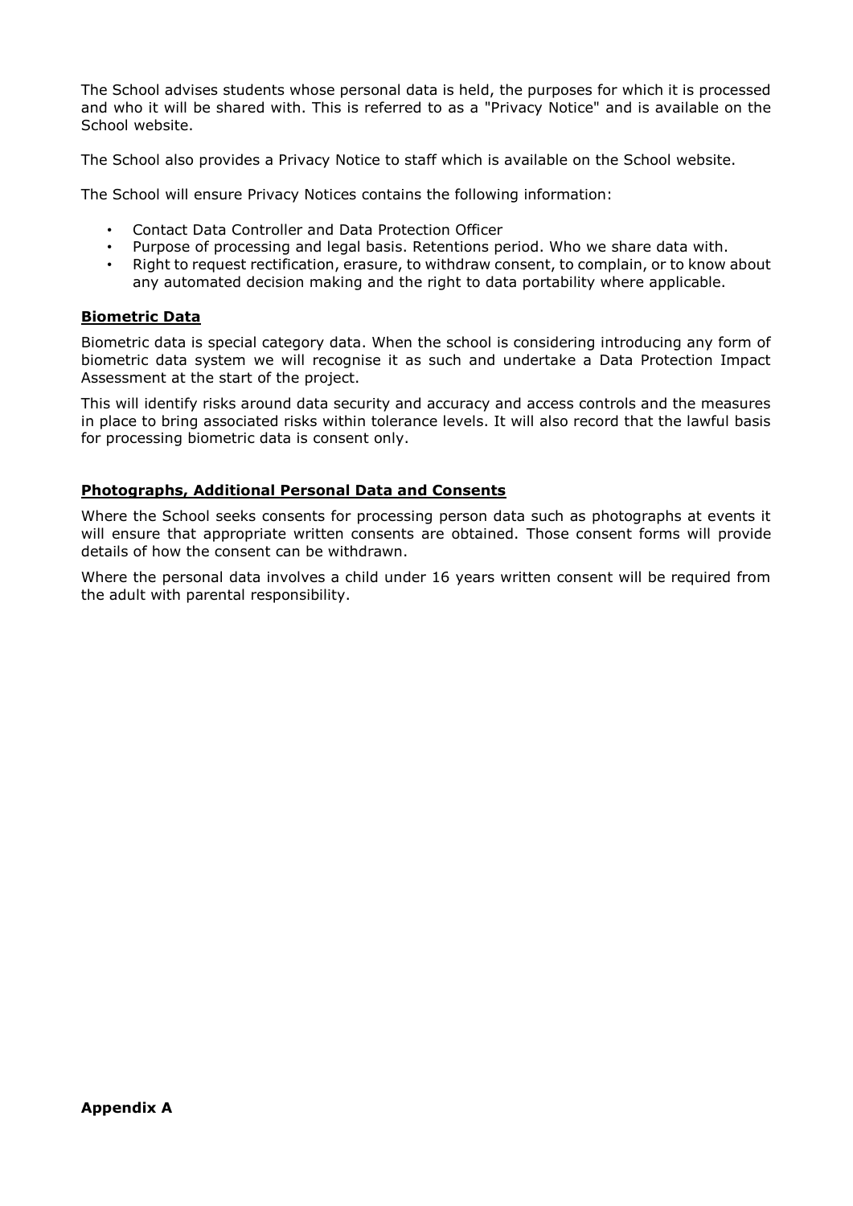The School advises students whose personal data is held, the purposes for which it is processed and who it will be shared with. This is referred to as a "Privacy Notice" and is available on the School website.

The School also provides a Privacy Notice to staff which is available on the School website.

The School will ensure Privacy Notices contains the following information:

- Contact Data Controller and Data Protection Officer
- Purpose of processing and legal basis. Retentions period. Who we share data with.
- Right to request rectification, erasure, to withdraw consent, to complain, or to know about any automated decision making and the right to data portability where applicable.

## Biometric Data

Biometric data is special category data. When the school is considering introducing any form of biometric data system we will recognise it as such and undertake a Data Protection Impact Assessment at the start of the project.

This will identify risks around data security and accuracy and access controls and the measures in place to bring associated risks within tolerance levels. It will also record that the lawful basis for processing biometric data is consent only.

## Photographs, Additional Personal Data and Consents

Where the School seeks consents for processing person data such as photographs at events it will ensure that appropriate written consents are obtained. Those consent forms will provide details of how the consent can be withdrawn.

Where the personal data involves a child under 16 years written consent will be required from the adult with parental responsibility.

**Appendix A**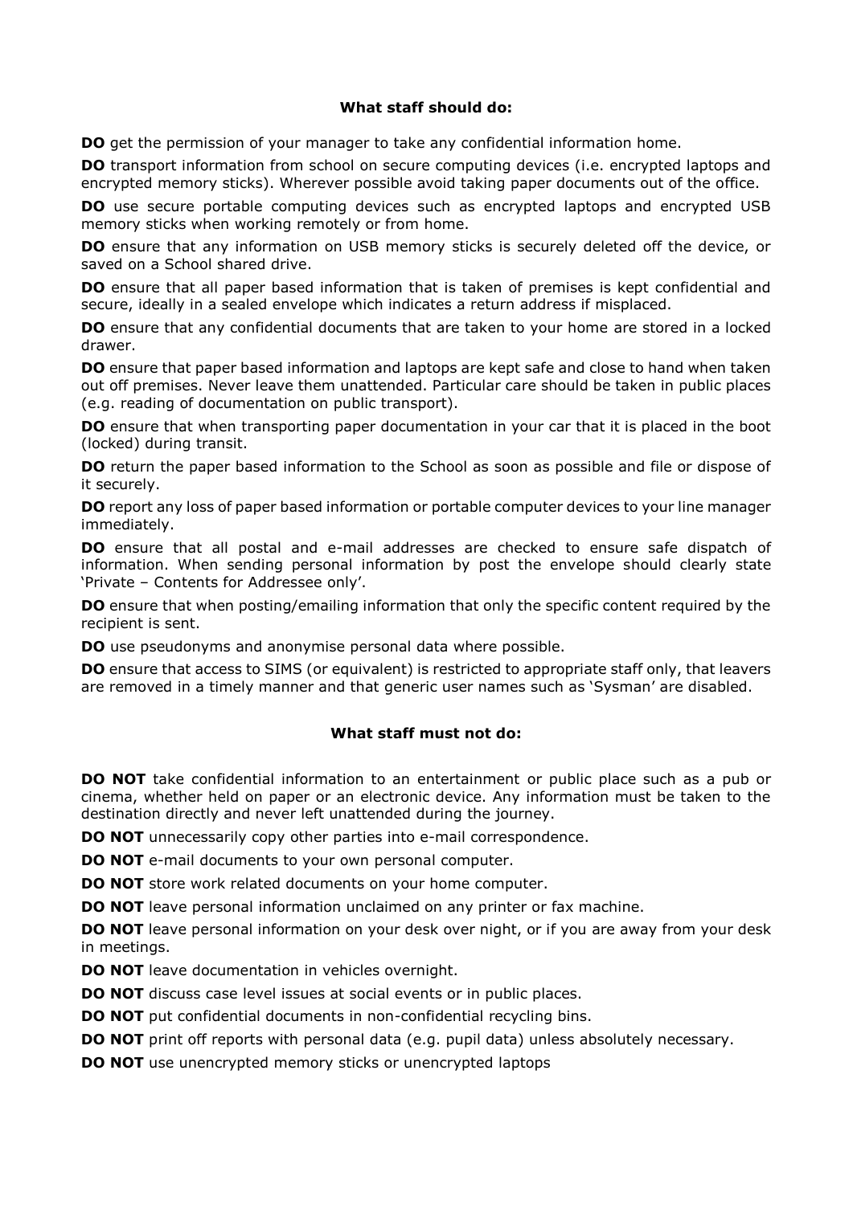### What staff should do:

**DO** get the permission of your manager to take any confidential information home.

**DO** transport information from school on secure computing devices (i.e. encrypted laptops and encrypted memory sticks). Wherever possible avoid taking paper documents out of the office.

**DO** use secure portable computing devices such as encrypted laptops and encrypted USB memory sticks when working remotely or from home.

**DO** ensure that any information on USB memory sticks is securely deleted off the device, or saved on a School shared drive.

**DO** ensure that all paper based information that is taken of premises is kept confidential and secure, ideally in a sealed envelope which indicates a return address if misplaced.

**DO** ensure that any confidential documents that are taken to your home are stored in a locked drawer.

**DO** ensure that paper based information and laptops are kept safe and close to hand when taken out off premises. Never leave them unattended. Particular care should be taken in public places (e.g. reading of documentation on public transport).

**DO** ensure that when transporting paper documentation in your car that it is placed in the boot (locked) during transit.

**DO** return the paper based information to the School as soon as possible and file or dispose of it securely.

**DO** report any loss of paper based information or portable computer devices to your line manager immediately.

**DO** ensure that all postal and e-mail addresses are checked to ensure safe dispatch of information. When sending personal information by post the envelope should clearly state 'Private – Contents for Addressee only'.

**DO** ensure that when posting/emailing information that only the specific content required by the recipient is sent.

**DO** use pseudonyms and anonymise personal data where possible.

**DO** ensure that access to SIMS (or equivalent) is restricted to appropriate staff only, that leavers are removed in a timely manner and that generic user names such as 'Sysman' are disabled.

### What staff must not do:

**DO NOT** take confidential information to an entertainment or public place such as a pub or cinema, whether held on paper or an electronic device. Any information must be taken to the destination directly and never left unattended during the journey.

**DO NOT** unnecessarily copy other parties into e-mail correspondence.

**DO NOT** e-mail documents to your own personal computer.

**DO NOT** store work related documents on your home computer.

**DO NOT** leave personal information unclaimed on any printer or fax machine.

**DO NOT** leave personal information on your desk over night, or if you are away from your desk in meetings.

**DO NOT** leave documentation in vehicles overnight.

**DO NOT** discuss case level issues at social events or in public places.

**DO NOT** put confidential documents in non-confidential recycling bins.

**DO NOT** print off reports with personal data (e.g. pupil data) unless absolutely necessary.

**DO NOT** use unencrypted memory sticks or unencrypted laptops